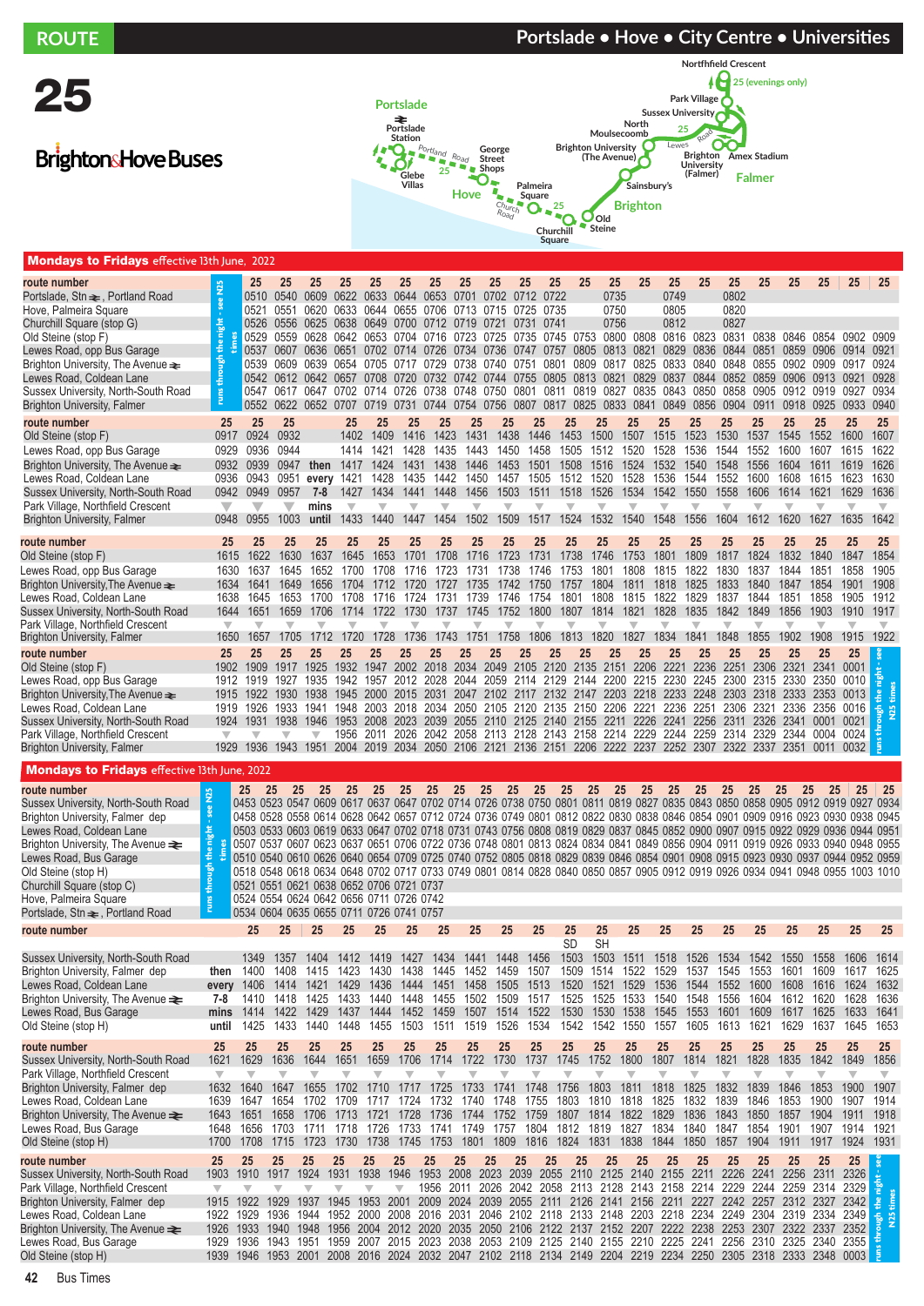# ROUTE 25

## Portslade • Hove • City Centre • Universities

**Brighton&Hove Buses**

Portslade Station, Portland Road, George Street Shops, Glebe Villas, Hove, Palmeira Square, Church Road, Churchill Square, Old Steine, Brighton, Brighton University (The Avenue), Moulsecoomb, North, Lewes Road, Sainsbury's, Sussex University, Park Village, Northfield Crescent (25 evenings only), Brighton University (Falmer), Amex Stadium, Falmer

### Mondays to Fridays effective 13th June, 2022

| route number | | 25 | 25 | 25 | 25 | 25 | 25 | 25 | 25 | 25 | 25 | 25 | 25 | 25 | 25 | 25 | 25 | 25 | 25 | 25 | 25 | 25 | 25 |
|---|---|---|---|---|---|---|---|---|---|---|---|---|---|---|---|---|---|---|---|---|---|---|---|
| Portslade, Stn ⇌, Portland Road | runs through the night - see N25 times | 0510 | 0540 | 0609 | 0622 | 0633 | 0644 | 0653 | 0701 | 0702 | 0712 | 0722 | | 0735 | | 0749 | | 0802 | | | | | |
| Hove, Palmeira Square | | 0521 | 0551 | 0620 | 0633 | 0644 | 0655 | 0706 | 0713 | 0715 | 0725 | 0735 | | 0750 | | 0805 | | 0820 | | | | | |
| Churchill Square (stop G) | | 0526 | 0556 | 0625 | 0638 | 0649 | 0700 | 0712 | 0719 | 0721 | 0731 | 0741 | | 0756 | | 0812 | | 0827 | | | | | |
| Old Steine (stop F) | | 0529 | 0559 | 0628 | 0642 | 0653 | 0704 | 0716 | 0723 | 0725 | 0735 | 0745 | 0753 | 0800 | 0808 | 0816 | 0823 | 0831 | 0838 | 0846 | 0854 | 0902 | 0909 |
| Lewes Road, opp Bus Garage | | 0537 | 0607 | 0636 | 0651 | 0702 | 0714 | 0726 | 0734 | 0736 | 0747 | 0757 | 0805 | 0813 | 0821 | 0829 | 0836 | 0844 | 0851 | 0859 | 0906 | 0914 | 0921 |
| Brighton University, The Avenue ⇌ | | 0539 | 0609 | 0639 | 0654 | 0705 | 0717 | 0729 | 0738 | 0740 | 0751 | 0801 | 0809 | 0817 | 0825 | 0833 | 0840 | 0848 | 0855 | 0902 | 0909 | 0917 | 0924 |
| Lewes Road, Coldean Lane | | 0542 | 0612 | 0642 | 0657 | 0708 | 0720 | 0732 | 0742 | 0744 | 0755 | 0805 | 0813 | 0821 | 0829 | 0837 | 0844 | 0852 | 0859 | 0906 | 0913 | 0921 | 0928 |
| Sussex University, North-South Road | | 0547 | 0617 | 0647 | 0702 | 0714 | 0726 | 0738 | 0748 | 0750 | 0801 | 0811 | 0819 | 0827 | 0835 | 0843 | 0850 | 0858 | 0905 | 0912 | 0919 | 0927 | 0934 |
| Brighton University, Falmer | | 0552 | 0622 | 0652 | 0707 | 0719 | 0731 | 0744 | 0754 | 0756 | 0807 | 0817 | 0825 | 0833 | 0841 | 0849 | 0856 | 0904 | 0911 | 0918 | 0925 | 0933 | 0940 |

| route number | 25 | 25 | 25 | | 25 | 25 | 25 | 25 | 25 | 25 | 25 | 25 | 25 | 25 | 25 | 25 | 25 | 25 | 25 | 25 | 25 | 25 |
|---|---|---|---|---|---|---|---|---|---|---|---|---|---|---|---|---|---|---|---|---|---|---|
| Old Steine (stop F) | 0917 | 0924 | 0932 | | 1402 | 1409 | 1416 | 1423 | 1431 | 1438 | 1446 | 1453 | 1500 | 1507 | 1515 | 1523 | 1530 | 1537 | 1545 | 1552 | 1600 | 1607 |
| Lewes Road, opp Bus Garage | 0929 | 0936 | 0944 | | 1414 | 1421 | 1428 | 1435 | 1443 | 1450 | 1458 | 1505 | 1512 | 1520 | 1528 | 1536 | 1544 | 1552 | 1600 | 1607 | 1615 | 1622 |
| Brighton University, The Avenue ⇌ | 0932 | 0939 | 0947 | then | 1417 | 1424 | 1431 | 1438 | 1446 | 1453 | 1501 | 1508 | 1516 | 1524 | 1532 | 1540 | 1548 | 1556 | 1604 | 1611 | 1619 | 1626 |
| Lewes Road, Coldean Lane | 0936 | 0943 | 0951 | every | 1421 | 1428 | 1435 | 1442 | 1450 | 1457 | 1505 | 1512 | 1520 | 1528 | 1536 | 1544 | 1552 | 1600 | 1608 | 1615 | 1623 | 1630 |
| Sussex University, North-South Road | 0942 | 0949 | 0957 | 7-8 | 1427 | 1434 | 1441 | 1448 | 1456 | 1503 | 1511 | 1518 | 1526 | 1534 | 1542 | 1550 | 1558 | 1606 | 1614 | 1621 | 1629 | 1636 |
| Park Village, Northfield Crescent | ▼ | ▼ | ▼ | mins | ▼ | ▼ | ▼ | ▼ | ▼ | ▼ | ▼ | ▼ | ▼ | ▼ | ▼ | ▼ | ▼ | ▼ | ▼ | ▼ | ▼ | ▼ |
| Brighton University, Falmer | 0948 | 0955 | 1003 | until | 1433 | 1440 | 1447 | 1454 | 1502 | 1509 | 1517 | 1524 | 1532 | 1540 | 1548 | 1556 | 1604 | 1612 | 1620 | 1627 | 1635 | 1642 |

| route number | 25 | 25 | 25 | 25 | 25 | 25 | 25 | 25 | 25 | 25 | 25 | 25 | 25 | 25 | 25 | 25 | 25 | 25 | 25 | 25 | 25 | 25 |
|---|---|---|---|---|---|---|---|---|---|---|---|---|---|---|---|---|---|---|---|---|---|---|
| Old Steine (stop F) | 1615 | 1622 | 1630 | 1637 | 1645 | 1653 | 1701 | 1708 | 1716 | 1723 | 1731 | 1738 | 1746 | 1753 | 1801 | 1809 | 1817 | 1824 | 1832 | 1840 | 1847 | 1854 |
| Lewes Road, opp Bus Garage | 1630 | 1637 | 1645 | 1652 | 1700 | 1708 | 1716 | 1723 | 1731 | 1738 | 1746 | 1753 | 1801 | 1808 | 1815 | 1822 | 1830 | 1837 | 1844 | 1851 | 1858 | 1905 |
| Brighton University, The Avenue ⇌ | 1634 | 1641 | 1649 | 1656 | 1704 | 1712 | 1720 | 1727 | 1735 | 1742 | 1750 | 1757 | 1804 | 1811 | 1818 | 1825 | 1833 | 1840 | 1847 | 1854 | 1901 | 1908 |
| Lewes Road, Coldean Lane | 1638 | 1645 | 1653 | 1700 | 1708 | 1716 | 1724 | 1731 | 1739 | 1746 | 1754 | 1801 | 1808 | 1815 | 1822 | 1829 | 1837 | 1844 | 1851 | 1858 | 1905 | 1912 |
| Sussex University, North-South Road | 1644 | 1651 | 1659 | 1706 | 1714 | 1722 | 1730 | 1737 | 1745 | 1752 | 1800 | 1807 | 1814 | 1821 | 1828 | 1835 | 1842 | 1849 | 1856 | 1903 | 1910 | 1917 |
| Park Village, Northfield Crescent | ▼ | ▼ | ▼ | ▼ | ▼ | ▼ | ▼ | ▼ | ▼ | ▼ | ▼ | ▼ | ▼ | ▼ | ▼ | ▼ | ▼ | ▼ | ▼ | ▼ | ▼ | ▼ |
| Brighton University, Falmer | 1650 | 1657 | 1705 | 1712 | 1720 | 1728 | 1736 | 1743 | 1751 | 1758 | 1806 | 1813 | 1820 | 1827 | 1834 | 1841 | 1848 | 1855 | 1902 | 1908 | 1915 | 1922 |

| route number | 25 | 25 | 25 | 25 | 25 | 25 | 25 | 25 | 25 | 25 | 25 | 25 | 25 | 25 | 25 | 25 | 25 | 25 | 25 | 25 | 25 | 25 | |
|---|---|---|---|---|---|---|---|---|---|---|---|---|---|---|---|---|---|---|---|---|---|---|---|
| Old Steine (stop F) | 1902 | 1909 | 1917 | 1925 | 1932 | 1947 | 2002 | 2018 | 2034 | 2049 | 2105 | 2120 | 2135 | 2151 | 2206 | 2221 | 2236 | 2251 | 2306 | 2321 | 2341 | 0001 | runs through the night - see N25 times |
| Lewes Road, opp Bus Garage | 1912 | 1919 | 1927 | 1935 | 1942 | 1957 | 2012 | 2028 | 2044 | 2059 | 2114 | 2129 | 2144 | 2200 | 2215 | 2230 | 2245 | 2300 | 2315 | 2330 | 2350 | 0010 | |
| Brighton University, The Avenue ⇌ | 1915 | 1922 | 1930 | 1938 | 1945 | 2000 | 2015 | 2031 | 2047 | 2102 | 2117 | 2132 | 2147 | 2203 | 2218 | 2233 | 2248 | 2303 | 2318 | 2333 | 2353 | 0013 | |
| Lewes Road, Coldean Lane | 1919 | 1926 | 1933 | 1941 | 1948 | 2003 | 2018 | 2034 | 2050 | 2105 | 2120 | 2135 | 2150 | 2206 | 2221 | 2236 | 2251 | 2306 | 2321 | 2336 | 2356 | 0016 | |
| Sussex University, North-South Road | 1924 | 1931 | 1938 | 1946 | 1953 | 2008 | 2023 | 2039 | 2055 | 2110 | 2125 | 2140 | 2155 | 2211 | 2226 | 2241 | 2256 | 2311 | 2326 | 2341 | 0001 | 0021 | |
| Park Village, Northfield Crescent | ▼ | ▼ | ▼ | ▼ | 1956 | 2011 | 2026 | 2042 | 2058 | 2113 | 2128 | 2143 | 2158 | 2214 | 2229 | 2244 | 2259 | 2314 | 2329 | 2344 | 0004 | 0024 | |
| Brighton University, Falmer | 1929 | 1936 | 1943 | 1951 | 2004 | 2019 | 2034 | 2050 | 2106 | 2121 | 2136 | 2151 | 2206 | 2222 | 2237 | 2252 | 2307 | 2322 | 2337 | 2351 | 0012 | 0032 | |

### Mondays to Fridays effective 13th June, 2022

| route number | | 25 | 25 | 25 | 25 | 25 | 25 | 25 | 25 | 25 | 25 | 25 | 25 | 25 | 25 | 25 | 25 | 25 | 25 | 25 | 25 | 25 | 25 | 25 | 25 | 25 |
|---|---|---|---|---|---|---|---|---|---|---|---|---|---|---|---|---|---|---|---|---|---|---|---|---|---|---|
| Sussex University, North-South Road | runs through the night - see N25 times | 0453 | 0523 | 0547 | 0609 | 0617 | 0637 | 0647 | 0702 | 0714 | 0726 | 0738 | 0750 | 0801 | 0811 | 0819 | 0827 | 0835 | 0843 | 0850 | 0858 | 0905 | 0912 | 0919 | 0927 | 0934 |
| Brighton University, Falmer dep | | 0458 | 0528 | 0558 | 0614 | 0628 | 0642 | 0657 | 0712 | 0724 | 0736 | 0749 | 0801 | 0812 | 0822 | 0830 | 0838 | 0846 | 0854 | 0901 | 0909 | 0916 | 0923 | 0930 | 0938 | 0945 |
| Lewes Road, Coldean Lane | | 0503 | 0533 | 0603 | 0619 | 0633 | 0647 | 0702 | 0718 | 0731 | 0743 | 0756 | 0808 | 0819 | 0829 | 0837 | 0845 | 0853 | 0900 | 0907 | 0915 | 0922 | 0929 | 0936 | 0944 | 0951 |
| Brighton University, The Avenue ⇌ | | 0507 | 0537 | 0607 | 0623 | 0637 | 0651 | 0706 | 0722 | 0736 | 0748 | 0801 | 0813 | 0824 | 0834 | 0841 | 0849 | 0856 | 0904 | 0911 | 0919 | 0926 | 0933 | 0940 | 0948 | 0955 |
| Lewes Road, Bus Garage | | 0510 | 0540 | 0610 | 0626 | 0640 | 0654 | 0709 | 0725 | 0740 | 0752 | 0805 | 0818 | 0829 | 0839 | 0846 | 0854 | 0901 | 0908 | 0915 | 0923 | 0930 | 0937 | 0944 | 0952 | 0959 |
| Old Steine (stop H) | | 0518 | 0548 | 0618 | 0634 | 0648 | 0702 | 0717 | 0733 | 0749 | 0801 | 0814 | 0828 | 0840 | 0850 | 0857 | 0905 | 0912 | 0919 | 0926 | 0934 | 0941 | 0948 | 0955 | 1003 | 1010 |
| Churchill Square (stop C) | | 0521 | 0551 | 0621 | 0636 | 0652 | 0706 | 0721 | 0737 | | | | | | | | | | | | | | | | | |
| Hove, Palmeira Square | | 0524 | 0554 | 0624 | 0642 | 0656 | 0711 | 0726 | 0742 | | | | | | | | | | | | | | | | | |
| Portslade, Stn ⇌, Portland Road | | 0534 | 0604 | 0635 | 0655 | 0711 | 0726 | 0741 | 0757 | | | | | | | | | | | | | | | | | |

| route number | | 25 | 25 | 25 | 25 | 25 | 25 | 25 | 25 | 25 | 25 | 25 | 25 | 25 | 25 | 25 | 25 | 25 | 25 | 25 | 25 | 25 |
|---|---|---|---|---|---|---|---|---|---|---|---|---|---|---|---|---|---|---|---|---|---|---|
| | | | | | | | | | | | | SD | SH | | | | | | | | | |
| Sussex University, North-South Road | | 1349 | 1357 | 1404 | 1412 | 1419 | 1427 | 1434 | 1441 | 1448 | 1456 | 1503 | 1503 | 1511 | 1518 | 1526 | 1534 | 1542 | 1550 | 1558 | 1606 | 1614 |
| Brighton University, Falmer dep | then | 1400 | 1408 | 1415 | 1423 | 1430 | 1438 | 1445 | 1452 | 1459 | 1507 | 1509 | 1514 | 1522 | 1529 | 1537 | 1545 | 1553 | 1601 | 1609 | 1617 | 1625 |
| Lewes Road, Coldean Lane | every | 1406 | 1414 | 1421 | 1429 | 1436 | 1444 | 1451 | 1458 | 1505 | 1513 | 1520 | 1521 | 1529 | 1536 | 1544 | 1552 | 1600 | 1608 | 1616 | 1624 | 1632 |
| Brighton University, The Avenue ⇌ | 7-8 | 1410 | 1418 | 1425 | 1433 | 1440 | 1448 | 1455 | 1502 | 1509 | 1517 | 1525 | 1525 | 1533 | 1540 | 1548 | 1556 | 1604 | 1612 | 1620 | 1628 | 1636 |
| Lewes Road, Bus Garage | mins | 1414 | 1422 | 1429 | 1437 | 1444 | 1452 | 1459 | 1507 | 1514 | 1522 | 1530 | 1530 | 1538 | 1545 | 1553 | 1601 | 1609 | 1617 | 1625 | 1633 | 1641 |
| Old Steine (stop H) | until | 1425 | 1433 | 1440 | 1448 | 1455 | 1503 | 1511 | 1519 | 1526 | 1534 | 1542 | 1542 | 1550 | 1557 | 1605 | 1613 | 1621 | 1629 | 1637 | 1645 | 1653 |

| route number | 25 | 25 | 25 | 25 | 25 | 25 | 25 | 25 | 25 | 25 | 25 | 25 | 25 | 25 | 25 | 25 | 25 | 25 | 25 | 25 | 25 | 25 |
|---|---|---|---|---|---|---|---|---|---|---|---|---|---|---|---|---|---|---|---|---|---|---|
| Sussex University, North-South Road | 1621 | 1629 | 1636 | 1644 | 1651 | 1659 | 1706 | 1714 | 1722 | 1730 | 1737 | 1745 | 1752 | 1800 | 1807 | 1814 | 1821 | 1828 | 1835 | 1842 | 1849 | 1856 |
| Park Village, Northfield Crescent | ▼ | ▼ | ▼ | ▼ | ▼ | ▼ | ▼ | ▼ | ▼ | ▼ | ▼ | ▼ | ▼ | ▼ | ▼ | ▼ | ▼ | ▼ | ▼ | ▼ | ▼ | ▼ |
| Brighton University, Falmer dep | 1632 | 1640 | 1647 | 1655 | 1702 | 1710 | 1717 | 1725 | 1733 | 1741 | 1748 | 1756 | 1803 | 1811 | 1818 | 1825 | 1832 | 1839 | 1846 | 1853 | 1900 | 1907 |
| Lewes Road, Coldean Lane | 1639 | 1647 | 1654 | 1702 | 1709 | 1717 | 1724 | 1732 | 1740 | 1748 | 1755 | 1803 | 1810 | 1818 | 1825 | 1832 | 1839 | 1846 | 1853 | 1900 | 1907 | 1914 |
| Brighton University, The Avenue ⇌ | 1643 | 1651 | 1658 | 1706 | 1713 | 1721 | 1728 | 1736 | 1744 | 1752 | 1759 | 1807 | 1814 | 1822 | 1829 | 1836 | 1843 | 1850 | 1857 | 1904 | 1911 | 1918 |
| Lewes Road, Bus Garage | 1648 | 1656 | 1703 | 1711 | 1718 | 1726 | 1733 | 1741 | 1749 | 1757 | 1804 | 1812 | 1819 | 1827 | 1834 | 1840 | 1847 | 1854 | 1901 | 1907 | 1914 | 1921 |
| Old Steine (stop H) | 1700 | 1708 | 1715 | 1723 | 1730 | 1738 | 1745 | 1753 | 1801 | 1809 | 1816 | 1824 | 1831 | 1838 | 1844 | 1850 | 1857 | 1904 | 1911 | 1917 | 1924 | 1931 |

| route number | 25 | 25 | 25 | 25 | 25 | 25 | 25 | 25 | 25 | 25 | 25 | 25 | 25 | 25 | 25 | 25 | 25 | 25 | 25 | 25 | 25 | 25 | |
|---|---|---|---|---|---|---|---|---|---|---|---|---|---|---|---|---|---|---|---|---|---|---|---|
| Sussex University, North-South Road | 1903 | 1910 | 1917 | 1924 | 1931 | 1938 | 1946 | 1953 | 2008 | 2023 | 2039 | 2055 | 2110 | 2125 | 2140 | 2155 | 2211 | 2226 | 2241 | 2256 | 2311 | 2326 | runs through the night - see N25 times |
| Park Village, Northfield Crescent | ▼ | ▼ | ▼ | ▼ | ▼ | ▼ | ▼ | 1956 | 2011 | 2026 | 2042 | 2058 | 2113 | 2128 | 2143 | 2158 | 2214 | 2229 | 2244 | 2259 | 2314 | 2329 | |
| Brighton University, Falmer dep | 1915 | 1922 | 1929 | 1937 | 1945 | 1953 | 2001 | 2009 | 2024 | 2039 | 2055 | 2111 | 2126 | 2141 | 2156 | 2211 | 2227 | 2242 | 2257 | 2312 | 2327 | 2342 | |
| Lewes Road, Coldean Lane | 1922 | 1929 | 1936 | 1944 | 1952 | 2000 | 2008 | 2016 | 2031 | 2046 | 2102 | 2118 | 2133 | 2148 | 2203 | 2218 | 2234 | 2249 | 2304 | 2319 | 2334 | 2349 | |
| Brighton University, The Avenue ⇌ | 1926 | 1933 | 1940 | 1948 | 1956 | 2004 | 2012 | 2020 | 2035 | 2050 | 2106 | 2122 | 2137 | 2152 | 2207 | 2222 | 2238 | 2253 | 2307 | 2322 | 2337 | 2352 | |
| Lewes Road, Bus Garage | 1929 | 1936 | 1943 | 1951 | 1959 | 2007 | 2015 | 2023 | 2038 | 2053 | 2109 | 2125 | 2140 | 2155 | 2210 | 2225 | 2241 | 2256 | 2310 | 2325 | 2340 | 2355 | |
| Old Steine (stop H) | 1939 | 1946 | 1953 | 2001 | 2008 | 2016 | 2024 | 2032 | 2047 | 2102 | 2118 | 2134 | 2149 | 2204 | 2219 | 2234 | 2250 | 2305 | 2318 | 2333 | 2348 | 0003 | |

Bus Times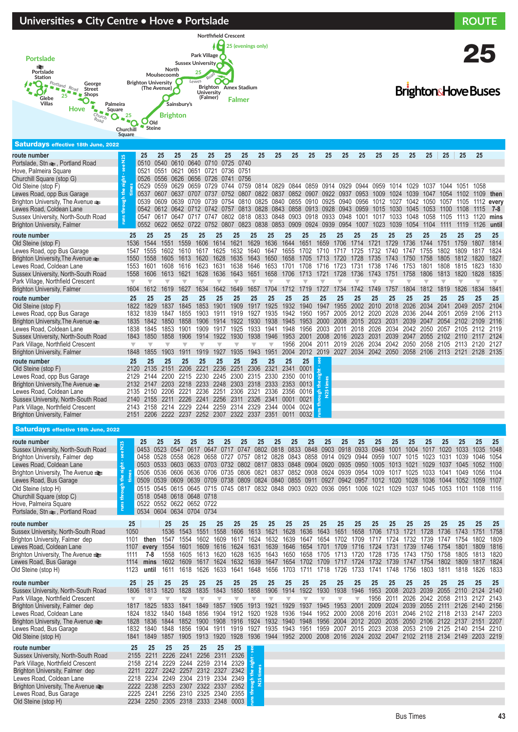# Universities • City Centre • Hove • Portslade

**ROUTE 25**

**Brighton & Hove Buses**

25 (evenings only)

## Saturdays effective 18th June, 2022

| route number | | 25 | 25 | 25 | 25 | 25 | 25 | 25 | 25 | 25 | 25 | 25 | 25 | 25 | 25 | 25 | 25 | 25 | 25 | 25 | 25 | 25 | |
|---|---|---|---|---|---|---|---|---|---|---|---|---|---|---|---|---|---|---|---|---|---|---|---|
| Portslade, Stn ⇌, Portland Road | runs through the night - see N25 times | 0510 | 0540 | 0610 | 0640 | 0710 | 0725 | 0740 | | | | | | | | | | | | | | | |
| Hove, Palmeira Square | | 0521 | 0551 | 0621 | 0651 | 0721 | 0736 | 0751 | | | | | | | | | | | | | | | |
| Churchill Square (stop G) | | 0526 | 0556 | 0626 | 0656 | 0726 | 0741 | 0756 | | | | | | | | | | | | | | | |
| Old Steine (stop F) | | 0529 | 0559 | 0629 | 0659 | 0729 | 0744 | 0759 | 0814 | 0829 | 0844 | 0859 | 0914 | 0929 | 0944 | 0959 | 1014 | 1029 | 1037 | 1044 | 1051 | 1058 | |
| Lewes Road, opp Bus Garage | | 0537 | 0607 | 0637 | 0707 | 0737 | 0752 | 0807 | 0822 | 0837 | 0852 | 0907 | 0922 | 0937 | 0953 | 1009 | 1024 | 1039 | 1047 | 1054 | 1102 | 1109 | then |
| Brighton University, The Avenue ⇌ | | 0539 | 0609 | 0639 | 0709 | 0739 | 0754 | 0810 | 0825 | 0840 | 0855 | 0910 | 0925 | 0940 | 0956 | 1012 | 1027 | 1042 | 1050 | 1057 | 1105 | 1112 | every |
| Lewes Road, Coldean Lane | | 0542 | 0612 | 0642 | 0712 | 0742 | 0757 | 0813 | 0828 | 0843 | 0858 | 0913 | 0928 | 0943 | 0959 | 1015 | 1030 | 1045 | 1053 | 1100 | 1108 | 1115 | 7-8 |
| Sussex University, North-South Road | | 0547 | 0617 | 0647 | 0717 | 0747 | 0802 | 0818 | 0833 | 0848 | 0903 | 0918 | 0933 | 0948 | 1001 | 1017 | 1033 | 1048 | 1058 | 1105 | 1113 | 1120 | mins |
| Brighton University, Falmer | | 0552 | 0622 | 0652 | 0722 | 0752 | 0807 | 0823 | 0838 | 0853 | 0909 | 0924 | 0939 | 0954 | 1007 | 1023 | 1039 | 1054 | 1104 | 1111 | 1119 | 1126 | until |

| route number | 25 | 25 | 25 | 25 | 25 | 25 | 25 | 25 | 25 | 25 | 25 | 25 | 25 | 25 | 25 | 25 | 25 | 25 | 25 | 25 | 25 | 25 |
|---|---|---|---|---|---|---|---|---|---|---|---|---|---|---|---|---|---|---|---|---|---|---|
| Old Steine (stop F) | 1536 | 1544 | 1551 | 1559 | 1606 | 1614 | 1621 | 1629 | 1636 | 1644 | 1651 | 1659 | 1706 | 1714 | 1721 | 1729 | 1736 | 1744 | 1751 | 1759 | 1807 | 1814 |
| Lewes Road, opp Bus Garage | 1547 | 1555 | 1602 | 1610 | 1617 | 1625 | 1632 | 1640 | 1647 | 1655 | 1702 | 1710 | 1717 | 1725 | 1732 | 1740 | 1747 | 1755 | 1802 | 1809 | 1817 | 1824 |
| Brighton University, The Avenue ⇌ | 1550 | 1558 | 1605 | 1613 | 1620 | 1628 | 1635 | 1643 | 1650 | 1658 | 1705 | 1713 | 1720 | 1728 | 1735 | 1743 | 1750 | 1758 | 1805 | 1812 | 1820 | 1827 |
| Lewes Road, Coldean Lane | 1553 | 1601 | 1608 | 1616 | 1623 | 1631 | 1638 | 1646 | 1653 | 1701 | 1708 | 1716 | 1723 | 1731 | 1738 | 1746 | 1753 | 1801 | 1808 | 1815 | 1823 | 1830 |
| Sussex University, North-South Road | 1558 | 1606 | 1613 | 1621 | 1628 | 1636 | 1643 | 1651 | 1658 | 1706 | 1713 | 1721 | 1728 | 1736 | 1743 | 1751 | 1758 | 1806 | 1813 | 1820 | 1828 | 1835 |
| Park Village, Northfield Crescent | ▼ | ▼ | ▼ | ▼ | ▼ | ▼ | ▼ | ▼ | ▼ | ▼ | ▼ | ▼ | ▼ | ▼ | ▼ | ▼ | ▼ | ▼ | ▼ | ▼ | ▼ | ▼ |
| Brighton University, Falmer | 1604 | 1612 | 1619 | 1627 | 1634 | 1642 | 1649 | 1657 | 1704 | 1712 | 1719 | 1727 | 1734 | 1742 | 1749 | 1757 | 1804 | 1812 | 1819 | 1826 | 1834 | 1841 |

| route number | 25 | 25 | 25 | 25 | 25 | 25 | 25 | 25 | 25 | 25 | 25 | 25 | 25 | 25 | 25 | 25 | 25 | 25 | 25 | 25 | 25 | 25 |
|---|---|---|---|---|---|---|---|---|---|---|---|---|---|---|---|---|---|---|---|---|---|---|
| Old Steine (stop F) | 1822 | 1829 | 1837 | 1845 | 1853 | 1901 | 1909 | 1917 | 1925 | 1932 | 1940 | 1947 | 1955 | 2002 | 2010 | 2018 | 2026 | 2034 | 2041 | 2049 | 2057 | 2104 |
| Lewes Road, opp Bus Garage | 1832 | 1839 | 1847 | 1855 | 1903 | 1911 | 1919 | 1927 | 1935 | 1942 | 1950 | 1957 | 2005 | 2012 | 2020 | 2028 | 2036 | 2044 | 2051 | 2059 | 2106 | 2113 |
| Brighton University, The Avenue ⇌ | 1835 | 1842 | 1850 | 1858 | 1906 | 1914 | 1922 | 1930 | 1938 | 1945 | 1953 | 2000 | 2008 | 2015 | 2023 | 2031 | 2039 | 2047 | 2054 | 2102 | 2109 | 2116 |
| Lewes Road, Coldean Lane | 1838 | 1845 | 1853 | 1901 | 1909 | 1917 | 1925 | 1933 | 1941 | 1948 | 1956 | 2003 | 2011 | 2018 | 2026 | 2034 | 2042 | 2050 | 2058 | 2105 | 2112 | 2119 |
| Sussex University, North-South Road | 1843 | 1850 | 1858 | 1906 | 1914 | 1922 | 1930 | 1938 | 1946 | 1953 | 2001 | 2008 | 2016 | 2023 | 2031 | 2039 | 2047 | 2055 | 2102 | 2110 | 2117 | 2124 |
| Park Village, Northfield Crescent | ▼ | ▼ | ▼ | ▼ | ▼ | ▼ | ▼ | ▼ | ▼ | ▼ | 1956 | 2004 | 2011 | 2019 | 2026 | 2034 | 2042 | 2050 | 2058 | 2105 | 2113 | 2120 |
| Brighton University, Falmer | 1848 | 1855 | 1903 | 1911 | 1919 | 1927 | 1935 | 1943 | 1951 | 2004 | 2012 | 2019 | 2027 | 2034 | 2042 | 2050 | 2058 | 2106 | 2113 | 2121 | 2128 | 2135 |

| route number | 25 | 25 | 25 | 25 | 25 | 25 | 25 | 25 | 25 | 25 | 25 | |
|---|---|---|---|---|---|---|---|---|---|---|---|---|
| Old Steine (stop F) | 2120 | 2135 | 2151 | 2206 | 2221 | 2236 | 2251 | 2306 | 2321 | 2341 | 0001 | runs through the night - see N25 times |
| Lewes Road, opp Bus Garage | 2129 | 2144 | 2200 | 2215 | 2230 | 2245 | 2300 | 2315 | 2330 | 2350 | 0010 | |
| Brighton University, The Avenue ⇌ | 2132 | 2147 | 2203 | 2218 | 2233 | 2248 | 2303 | 2318 | 2333 | 2353 | 0013 | |
| Lewes Road, Coldean Lane | 2135 | 2150 | 2206 | 2221 | 2236 | 2251 | 2306 | 2321 | 2336 | 2356 | 0016 | |
| Sussex University, North-South Road | 2140 | 2155 | 2211 | 2226 | 2241 | 2256 | 2311 | 2326 | 2341 | 0001 | 0021 | |
| Park Village, Northfield Crescent | 2143 | 2158 | 2214 | 2229 | 2244 | 2259 | 2314 | 2329 | 2344 | 0004 | 0024 | |
| Brighton University, Falmer | 2151 | 2206 | 2222 | 2237 | 2252 | 2307 | 2322 | 2337 | 2351 | 0011 | 0032 | |

## Saturdays effective 18th June, 2022

| route number | | 25 | 25 | 25 | 25 | 25 | 25 | 25 | 25 | 25 | 25 | 25 | 25 | 25 | 25 | 25 | 25 | 25 | 25 | 25 | 25 | 25 | 25 |
|---|---|---|---|---|---|---|---|---|---|---|---|---|---|---|---|---|---|---|---|---|---|---|---|
| Sussex University, North-South Road | runs through the night - see N25 times | 0453 | 0523 | 0547 | 0617 | 0647 | 0717 | 0747 | 0802 | 0818 | 0833 | 0848 | 0903 | 0918 | 0933 | 0948 | 1001 | 1004 | 1017 | 1020 | 1033 | 1035 | 1048 |
| Brighton University, Falmer dep | | 0458 | 0528 | 0558 | 0628 | 0658 | 0727 | 0757 | 0812 | 0828 | 0843 | 0858 | 0914 | 0929 | 0944 | 0959 | 1007 | 1015 | 1023 | 1031 | 1039 | 1046 | 1054 |
| Lewes Road, Coldean Lane | | 0503 | 0533 | 0603 | 0633 | 0703 | 0732 | 0802 | 0817 | 0833 | 0848 | 0904 | 0920 | 0935 | 0950 | 1005 | 1013 | 1021 | 1029 | 1037 | 1045 | 1052 | 1100 |
| Brighton University, The Avenue ⇌ | | 0506 | 0536 | 0606 | 0636 | 0706 | 0735 | 0806 | 0821 | 0837 | 0852 | 0908 | 0924 | 0939 | 0954 | 1009 | 1017 | 1025 | 1033 | 1041 | 1049 | 1056 | 1104 |
| Lewes Road, Bus Garage | | 0509 | 0539 | 0609 | 0639 | 0709 | 0738 | 0809 | 0824 | 0840 | 0855 | 0911 | 0927 | 0942 | 0957 | 1012 | 1020 | 1028 | 1036 | 1044 | 1052 | 1059 | 1107 |
| Old Steine (stop H) | | 0515 | 0545 | 0615 | 0645 | 0715 | 0745 | 0817 | 0832 | 0848 | 0903 | 0920 | 0936 | 0951 | 1006 | 1021 | 1029 | 1037 | 1045 | 1053 | 1101 | 1108 | 1116 |
| Churchill Square (stop C) | | 0518 | 0548 | 0618 | 0648 | 0718 | | | | | | | | | | | | | | | | | |
| Hove, Palmeira Square | | 0522 | 0552 | 0622 | 0652 | 0722 | | | | | | | | | | | | | | | | | |
| Portslade, Stn ⇌, Portland Road | | 0534 | 0604 | 0634 | 0704 | 0734 | | | | | | | | | | | | | | | | | |

| route number | 25 | | 25 | 25 | 25 | 25 | 25 | 25 | 25 | 25 | 25 | 25 | 25 | 25 | 25 | 25 | 25 | 25 | 25 | 25 | 25 | 25 |
|---|---|---|---|---|---|---|---|---|---|---|---|---|---|---|---|---|---|---|---|---|---|---|
| Sussex University, North-South Road | 1050 | | 1536 | 1543 | 1551 | 1558 | 1606 | 1613 | 1621 | 1628 | 1636 | 1643 | 1651 | 1658 | 1706 | 1713 | 1721 | 1728 | 1736 | 1743 | 1751 | 1758 |
| Brighton University, Falmer dep | 1101 | then | 1547 | 1554 | 1602 | 1609 | 1617 | 1624 | 1632 | 1639 | 1647 | 1654 | 1702 | 1709 | 1717 | 1724 | 1732 | 1739 | 1747 | 1754 | 1802 | 1809 |
| Lewes Road, Coldean Lane | 1107 | every | 1554 | 1601 | 1609 | 1616 | 1624 | 1631 | 1639 | 1646 | 1654 | 1701 | 1709 | 1716 | 1724 | 1731 | 1739 | 1746 | 1754 | 1801 | 1809 | 1816 |
| Brighton University, The Avenue ⇌ | 1111 | 7-8 | 1558 | 1605 | 1613 | 1620 | 1628 | 1635 | 1643 | 1650 | 1658 | 1705 | 1713 | 1720 | 1728 | 1735 | 1743 | 1750 | 1758 | 1805 | 1813 | 1820 |
| Lewes Road, Bus Garage | 1114 | mins | 1602 | 1609 | 1617 | 1624 | 1632 | 1639 | 1647 | 1654 | 1702 | 1709 | 1717 | 1724 | 1732 | 1739 | 1747 | 1754 | 1802 | 1809 | 1817 | 1824 |
| Old Steine (stop H) | 1123 | until | 1611 | 1618 | 1626 | 1633 | 1641 | 1648 | 1656 | 1703 | 1711 | 1718 | 1726 | 1733 | 1741 | 1748 | 1756 | 1803 | 1811 | 1818 | 1826 | 1833 |

| route number | 25 | 25 | 25 | 25 | 25 | 25 | 25 | 25 | 25 | 25 | 25 | 25 | 25 | 25 | 25 | 25 | 25 | 25 | 25 | 25 | 25 | 25 |
|---|---|---|---|---|---|---|---|---|---|---|---|---|---|---|---|---|---|---|---|---|---|---|
| Sussex University, North-South Road | 1806 | 1813 | 1820 | 1828 | 1835 | 1843 | 1850 | 1858 | 1906 | 1914 | 1922 | 1930 | 1938 | 1946 | 1953 | 2008 | 2023 | 2039 | 2055 | 2110 | 2124 | 2140 |
| Park Village, Northfield Crescent | ▼ | ▼ | ▼ | ▼ | ▼ | ▼ | ▼ | ▼ | ▼ | ▼ | ▼ | ▼ | ▼ | ▼ | 1956 | 2011 | 2026 | 2042 | 2058 | 2113 | 2127 | 2143 |
| Brighton University, Falmer dep | 1817 | 1825 | 1833 | 1841 | 1849 | 1857 | 1905 | 1913 | 1921 | 1929 | 1937 | 1945 | 1953 | 2001 | 2009 | 2024 | 2039 | 2055 | 2111 | 2126 | 2140 | 2156 |
| Lewes Road, Coldean Lane | 1824 | 1832 | 1840 | 1848 | 1856 | 1904 | 1912 | 1920 | 1928 | 1936 | 1944 | 1952 | 2000 | 2008 | 2016 | 2031 | 2046 | 2102 | 2118 | 2133 | 2147 | 2203 |
| Brighton University, The Avenue ⇌ | 1828 | 1836 | 1844 | 1852 | 1900 | 1908 | 1916 | 1924 | 1932 | 1940 | 1948 | 1956 | 2004 | 2012 | 2020 | 2035 | 2050 | 2106 | 2122 | 2137 | 2151 | 2207 |
| Lewes Road, Bus Garage | 1832 | 1840 | 1848 | 1856 | 1904 | 1911 | 1919 | 1927 | 1935 | 1943 | 1951 | 1959 | 2007 | 2015 | 2023 | 2038 | 2053 | 2109 | 2125 | 2140 | 2154 | 2210 |
| Old Steine (stop H) | 1841 | 1849 | 1857 | 1905 | 1913 | 1920 | 1928 | 1936 | 1944 | 1952 | 2000 | 2008 | 2016 | 2024 | 2032 | 2047 | 2102 | 2118 | 2134 | 2149 | 2203 | 2219 |

| route number | 25 | 25 | 25 | 25 | 25 | 25 | 25 | |
|---|---|---|---|---|---|---|---|---|
| Sussex University, North-South Road | 2155 | 2211 | 2226 | 2241 | 2256 | 2311 | 2326 | runs through the night - see N25 times |
| Park Village, Northfield Crescent | 2158 | 2214 | 2229 | 2244 | 2259 | 2314 | 2329 | |
| Brighton University, Falmer dep | 2211 | 2227 | 2242 | 2257 | 2312 | 2327 | 2342 | |
| Lewes Road, Coldean Lane | 2218 | 2234 | 2249 | 2304 | 2319 | 2334 | 2349 | |
| Brighton University, The Avenue ⇌ | 2222 | 2238 | 2253 | 2307 | 2322 | 2337 | 2352 | |
| Lewes Road, Bus Garage | 2225 | 2241 | 2256 | 2310 | 2325 | 2340 | 2355 | |
| Old Steine (stop H) | 2234 | 2250 | 2305 | 2318 | 2333 | 2348 | 0003 | |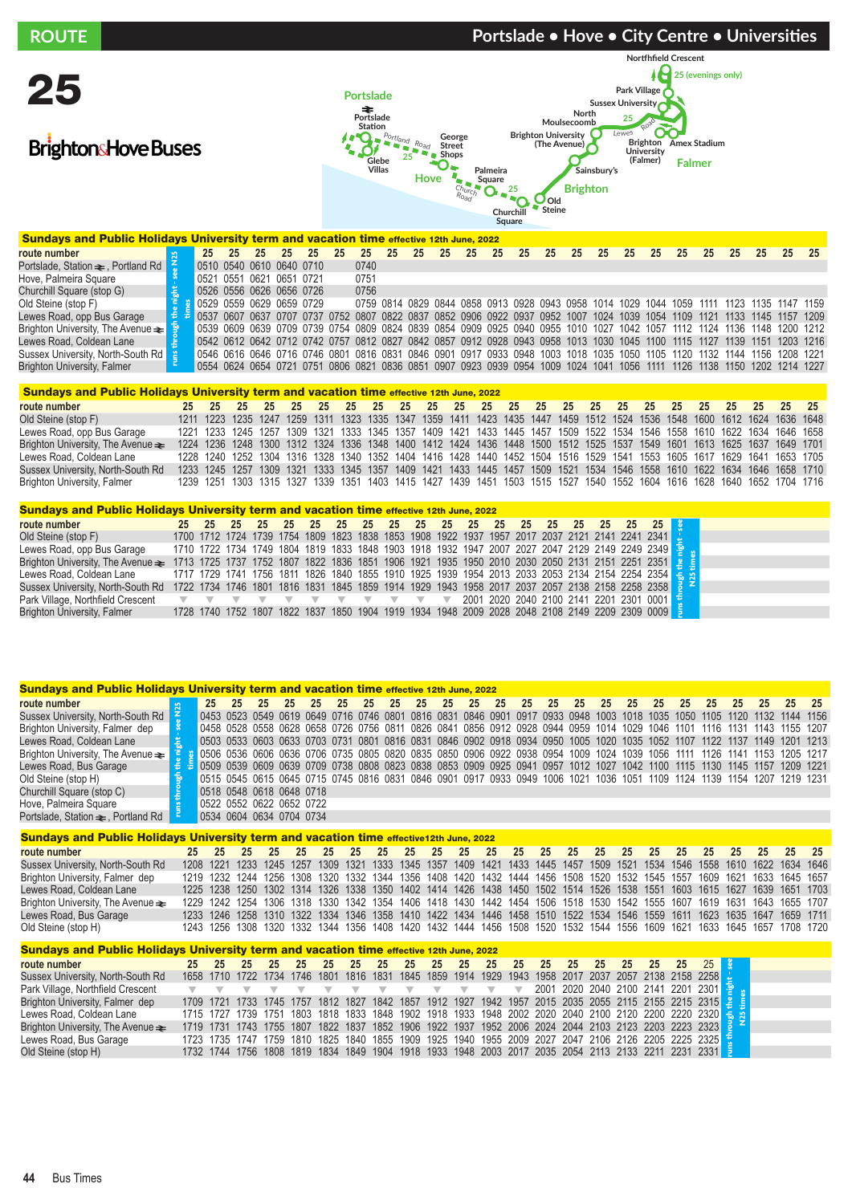# ROUTE 25

## Portslade • Hove • City Centre • Universities

Brighton & Hove Buses

Northfhield Crescent
25 (evenings only)
Park Village
Sussex University
North Moulsecoomb
Brighton University (The Avenue)
Lewes Road
Brighton University (Falmer)
Amex Stadium
Falmer
Portslade
Portslade Station
Portland Road
Glebe Villas
George Street Shops
Hove
Palmeira Square
Church Road
Churchill Square
Old Steine
Sainsbury's
Brighton

### Sundays and Public Holidays University term and vacation time effective 12th June, 2022

| route number | | 25 | 25 | 25 | 25 | 25 | 25 | 25 | 25 | 25 | 25 | 25 | 25 | 25 | 25 | 25 | 25 | 25 | 25 | 25 | 25 | 25 | 25 | 25 | 25 |
|---|---|---|---|---|---|---|---|---|---|---|---|---|---|---|---|---|---|---|---|---|---|---|---|---|---|
| Portslade, Station, Portland Rd | runs through the night - see N25 times | 0510 | 0540 | 0610 | 0640 | 0710 | | 0740 | | | | | | | | | | | | | | | | | |
| Hove, Palmeira Square | | 0521 | 0551 | 0621 | 0651 | 0721 | | 0751 | | | | | | | | | | | | | | | | | |
| Churchill Square (stop G) | | 0526 | 0556 | 0626 | 0656 | 0726 | | 0756 | | | | | | | | | | | | | | | | | |
| Old Steine (stop F) | | 0529 | 0559 | 0629 | 0659 | 0729 | | 0759 | 0814 | 0829 | 0844 | 0858 | 0913 | 0928 | 0943 | 0958 | 1014 | 1029 | 1044 | 1059 | 1111 | 1123 | 1135 | 1147 | 1159 |
| Lewes Road, opp Bus Garage | | 0537 | 0607 | 0637 | 0707 | 0737 | 0752 | 0807 | 0822 | 0837 | 0852 | 0906 | 0922 | 0937 | 0952 | 1007 | 1024 | 1039 | 1054 | 1109 | 1121 | 1133 | 1145 | 1157 | 1209 |
| Brighton University, The Avenue | | 0539 | 0609 | 0639 | 0709 | 0739 | 0754 | 0809 | 0824 | 0839 | 0854 | 0909 | 0925 | 0940 | 0955 | 1010 | 1027 | 1042 | 1057 | 1112 | 1124 | 1136 | 1148 | 1200 | 1212 |
| Lewes Road, Coldean Lane | | 0542 | 0612 | 0642 | 0712 | 0742 | 0757 | 0812 | 0827 | 0842 | 0857 | 0912 | 0928 | 0943 | 0958 | 1013 | 1030 | 1045 | 1100 | 1115 | 1127 | 1139 | 1151 | 1203 | 1216 |
| Sussex University, North-South Rd | | 0546 | 0616 | 0646 | 0716 | 0746 | 0801 | 0816 | 0831 | 0846 | 0901 | 0917 | 0933 | 0948 | 1003 | 1018 | 1035 | 1050 | 1105 | 1120 | 1132 | 1144 | 1156 | 1208 | 1221 |
| Brighton University, Falmer | | 0554 | 0624 | 0654 | 0721 | 0751 | 0806 | 0821 | 0836 | 0851 | 0907 | 0923 | 0939 | 0954 | 1009 | 1024 | 1041 | 1056 | 1111 | 1126 | 1138 | 1150 | 1202 | 1214 | 1227 |

### Sundays and Public Holidays University term and vacation time effective 12th June, 2022

| route number | 25 | 25 | 25 | 25 | 25 | 25 | 25 | 25 | 25 | 25 | 25 | 25 | 25 | 25 | 25 | 25 | 25 | 25 | 25 | 25 | 25 | 25 | 25 | 25 |
|---|---|---|---|---|---|---|---|---|---|---|---|---|---|---|---|---|---|---|---|---|---|---|---|---|
| Old Steine (stop F) | 1211 | 1223 | 1235 | 1247 | 1259 | 1311 | 1323 | 1335 | 1347 | 1359 | 1411 | 1423 | 1435 | 1447 | 1459 | 1512 | 1524 | 1536 | 1548 | 1600 | 1612 | 1624 | 1636 | 1648 |
| Lewes Road, opp Bus Garage | 1221 | 1233 | 1245 | 1257 | 1309 | 1321 | 1333 | 1345 | 1357 | 1409 | 1421 | 1433 | 1445 | 1457 | 1509 | 1522 | 1534 | 1546 | 1558 | 1610 | 1622 | 1634 | 1646 | 1658 |
| Brighton University, The Avenue | 1224 | 1236 | 1248 | 1300 | 1312 | 1324 | 1336 | 1348 | 1400 | 1412 | 1424 | 1436 | 1448 | 1500 | 1512 | 1525 | 1537 | 1549 | 1601 | 1613 | 1625 | 1637 | 1649 | 1701 |
| Lewes Road, Coldean Lane | 1228 | 1240 | 1252 | 1304 | 1316 | 1328 | 1340 | 1352 | 1404 | 1416 | 1428 | 1440 | 1452 | 1504 | 1516 | 1529 | 1541 | 1553 | 1605 | 1617 | 1629 | 1641 | 1653 | 1705 |
| Sussex University, North-South Rd | 1233 | 1245 | 1257 | 1309 | 1321 | 1333 | 1345 | 1357 | 1409 | 1421 | 1433 | 1445 | 1457 | 1509 | 1521 | 1534 | 1546 | 1558 | 1610 | 1622 | 1634 | 1646 | 1658 | 1710 |
| Brighton University, Falmer | 1239 | 1251 | 1303 | 1315 | 1327 | 1339 | 1351 | 1403 | 1415 | 1427 | 1439 | 1451 | 1503 | 1515 | 1527 | 1540 | 1552 | 1604 | 1616 | 1628 | 1640 | 1652 | 1704 | 1716 |

### Sundays and Public Holidays University term and vacation time effective 12th June, 2022

| route number | 25 | 25 | 25 | 25 | 25 | 25 | 25 | 25 | 25 | 25 | 25 | 25 | 25 | 25 | 25 | 25 | 25 | 25 | 25 | |
|---|---|---|---|---|---|---|---|---|---|---|---|---|---|---|---|---|---|---|---|---|
| Old Steine (stop F) | 1700 | 1712 | 1724 | 1739 | 1754 | 1809 | 1823 | 1838 | 1853 | 1908 | 1922 | 1937 | 1957 | 2017 | 2037 | 2121 | 2141 | 2241 | 2341 | runs through the night - see N25 times |
| Lewes Road, opp Bus Garage | 1710 | 1722 | 1734 | 1749 | 1804 | 1819 | 1833 | 1848 | 1903 | 1918 | 1932 | 1947 | 2007 | 2027 | 2047 | 2129 | 2149 | 2249 | 2349 | |
| Brighton University, The Avenue | 1713 | 1725 | 1737 | 1752 | 1807 | 1822 | 1836 | 1851 | 1906 | 1921 | 1935 | 1950 | 2010 | 2030 | 2050 | 2131 | 2151 | 2251 | 2351 | |
| Lewes Road, Coldean Lane | 1717 | 1729 | 1741 | 1756 | 1811 | 1826 | 1840 | 1855 | 1910 | 1925 | 1939 | 1954 | 2013 | 2033 | 2053 | 2134 | 2154 | 2254 | 2354 | |
| Sussex University, North-South Rd | 1722 | 1734 | 1746 | 1801 | 1816 | 1831 | 1845 | 1859 | 1914 | 1929 | 1943 | 1958 | 2017 | 2037 | 2057 | 2138 | 2158 | 2258 | 2358 | |
| Park Village, Northfield Crescent | ▼ | ▼ | ▼ | ▼ | ▼ | ▼ | ▼ | ▼ | ▼ | ▼ | ▼ | 2001 | 2020 | 2040 | 2100 | 2141 | 2201 | 2301 | 0001 | |
| Brighton University, Falmer | 1728 | 1740 | 1752 | 1807 | 1822 | 1837 | 1850 | 1904 | 1919 | 1934 | 1948 | 2009 | 2028 | 2048 | 2108 | 2149 | 2209 | 2309 | 0009 | |

### Sundays and Public Holidays University term and vacation time effective 12th June, 2022

| route number | | 25 | 25 | 25 | 25 | 25 | 25 | 25 | 25 | 25 | 25 | 25 | 25 | 25 | 25 | 25 | 25 | 25 | 25 | 25 | 25 | 25 | 25 | 25 | 25 |
|---|---|---|---|---|---|---|---|---|---|---|---|---|---|---|---|---|---|---|---|---|---|---|---|---|---|
| Sussex University, North-South Rd | runs through the night - see N25 times | 0453 | 0523 | 0549 | 0619 | 0649 | 0716 | 0746 | 0801 | 0816 | 0831 | 0846 | 0901 | 0917 | 0933 | 0948 | 1003 | 1018 | 1035 | 1050 | 1105 | 1120 | 1132 | 1144 | 1156 |
| Brighton University, Falmer dep | | 0458 | 0528 | 0558 | 0628 | 0658 | 0726 | 0756 | 0811 | 0826 | 0841 | 0856 | 0912 | 0928 | 0944 | 0959 | 1014 | 1029 | 1046 | 1101 | 1116 | 1131 | 1143 | 1155 | 1207 |
| Lewes Road, Coldean Lane | | 0503 | 0533 | 0603 | 0633 | 0703 | 0731 | 0801 | 0816 | 0831 | 0846 | 0902 | 0918 | 0934 | 0950 | 1005 | 1020 | 1035 | 1052 | 1107 | 1122 | 1137 | 1149 | 1201 | 1213 |
| Brighton University, The Avenue | | 0506 | 0536 | 0606 | 0636 | 0706 | 0735 | 0805 | 0820 | 0835 | 0850 | 0906 | 0922 | 0938 | 0954 | 1009 | 1024 | 1039 | 1056 | 1111 | 1126 | 1141 | 1153 | 1205 | 1217 |
| Lewes Road, Bus Garage | | 0509 | 0539 | 0609 | 0639 | 0709 | 0738 | 0808 | 0823 | 0838 | 0853 | 0909 | 0925 | 0941 | 0957 | 1012 | 1027 | 1042 | 1100 | 1115 | 1130 | 1145 | 1157 | 1209 | 1221 |
| Old Steine (stop H) | | 0515 | 0545 | 0615 | 0645 | 0715 | 0745 | 0816 | 0831 | 0846 | 0901 | 0917 | 0933 | 0949 | 1006 | 1021 | 1036 | 1051 | 1109 | 1124 | 1139 | 1154 | 1207 | 1219 | 1231 |
| Churchill Square (stop C) | | 0518 | 0548 | 0618 | 0648 | 0718 | | | | | | | | | | | | | | | | | | | |
| Hove, Palmeira Square | | 0522 | 0552 | 0622 | 0652 | 0722 | | | | | | | | | | | | | | | | | | | |
| Portslade, Station, Portland Rd | | 0534 | 0604 | 0634 | 0704 | 0734 | | | | | | | | | | | | | | | | | | | |

### Sundays and Public Holidays University term and vacation time effective 12th June, 2022

| route number | 25 | 25 | 25 | 25 | 25 | 25 | 25 | 25 | 25 | 25 | 25 | 25 | 25 | 25 | 25 | 25 | 25 | 25 | 25 | 25 | 25 | 25 | 25 | 25 |
|---|---|---|---|---|---|---|---|---|---|---|---|---|---|---|---|---|---|---|---|---|---|---|---|---|
| Sussex University, North-South Rd | 1208 | 1221 | 1233 | 1245 | 1257 | 1309 | 1321 | 1333 | 1345 | 1357 | 1409 | 1421 | 1433 | 1445 | 1457 | 1509 | 1521 | 1534 | 1546 | 1558 | 1610 | 1622 | 1634 | 1646 |
| Brighton University, Falmer dep | 1219 | 1232 | 1244 | 1256 | 1308 | 1320 | 1332 | 1344 | 1356 | 1408 | 1420 | 1432 | 1444 | 1456 | 1508 | 1520 | 1532 | 1545 | 1557 | 1609 | 1621 | 1633 | 1645 | 1657 |
| Lewes Road, Coldean Lane | 1225 | 1238 | 1250 | 1302 | 1314 | 1326 | 1338 | 1350 | 1402 | 1414 | 1426 | 1438 | 1450 | 1502 | 1514 | 1526 | 1538 | 1551 | 1603 | 1615 | 1627 | 1639 | 1651 | 1703 |
| Brighton University, The Avenue | 1229 | 1242 | 1254 | 1306 | 1318 | 1330 | 1342 | 1354 | 1406 | 1418 | 1430 | 1442 | 1454 | 1506 | 1518 | 1530 | 1542 | 1555 | 1607 | 1619 | 1631 | 1643 | 1655 | 1707 |
| Lewes Road, Bus Garage | 1233 | 1246 | 1258 | 1310 | 1322 | 1334 | 1346 | 1358 | 1410 | 1422 | 1434 | 1446 | 1458 | 1510 | 1522 | 1534 | 1546 | 1559 | 1611 | 1623 | 1635 | 1647 | 1659 | 1711 |
| Old Steine (stop H) | 1243 | 1256 | 1308 | 1320 | 1332 | 1344 | 1356 | 1408 | 1420 | 1432 | 1444 | 1456 | 1508 | 1520 | 1532 | 1544 | 1556 | 1609 | 1621 | 1633 | 1645 | 1657 | 1708 | 1720 |

### Sundays and Public Holidays University term and vacation time effective 12th June, 2022

| route number | 25 | 25 | 25 | 25 | 25 | 25 | 25 | 25 | 25 | 25 | 25 | 25 | 25 | 25 | 25 | 25 | 25 | 25 | 25 | 25 | |
|---|---|---|---|---|---|---|---|---|---|---|---|---|---|---|---|---|---|---|---|---|---|
| Sussex University, North-South Rd | 1658 | 1710 | 1722 | 1734 | 1746 | 1801 | 1816 | 1831 | 1845 | 1859 | 1914 | 1929 | 1943 | 1958 | 2017 | 2037 | 2057 | 2138 | 2158 | 2258 | runs through the night - see N25 times |
| Park Village, Northfield Crescent | ▼ | ▼ | ▼ | ▼ | ▼ | ▼ | ▼ | ▼ | ▼ | ▼ | ▼ | ▼ | ▼ | 2001 | 2020 | 2040 | 2100 | 2141 | 2201 | 2301 | |
| Brighton University, Falmer dep | 1709 | 1721 | 1733 | 1745 | 1757 | 1812 | 1827 | 1842 | 1857 | 1912 | 1927 | 1942 | 1957 | 2015 | 2035 | 2055 | 2115 | 2155 | 2215 | 2315 | |
| Lewes Road, Coldean Lane | 1715 | 1727 | 1739 | 1751 | 1803 | 1818 | 1833 | 1848 | 1902 | 1918 | 1933 | 1948 | 2002 | 2020 | 2040 | 2100 | 2120 | 2200 | 2220 | 2320 | |
| Brighton University, The Avenue | 1719 | 1731 | 1743 | 1755 | 1807 | 1822 | 1837 | 1852 | 1906 | 1922 | 1937 | 1952 | 2006 | 2024 | 2044 | 2103 | 2123 | 2203 | 2223 | 2323 | |
| Lewes Road, Bus Garage | 1723 | 1735 | 1747 | 1759 | 1810 | 1825 | 1840 | 1855 | 1909 | 1925 | 1940 | 1955 | 2009 | 2027 | 2047 | 2106 | 2126 | 2205 | 2225 | 2325 | |
| Old Steine (stop H) | 1732 | 1744 | 1756 | 1808 | 1819 | 1834 | 1849 | 1904 | 1918 | 1933 | 1948 | 2003 | 2017 | 2035 | 2054 | 2113 | 2133 | 2211 | 2231 | 2331 | |